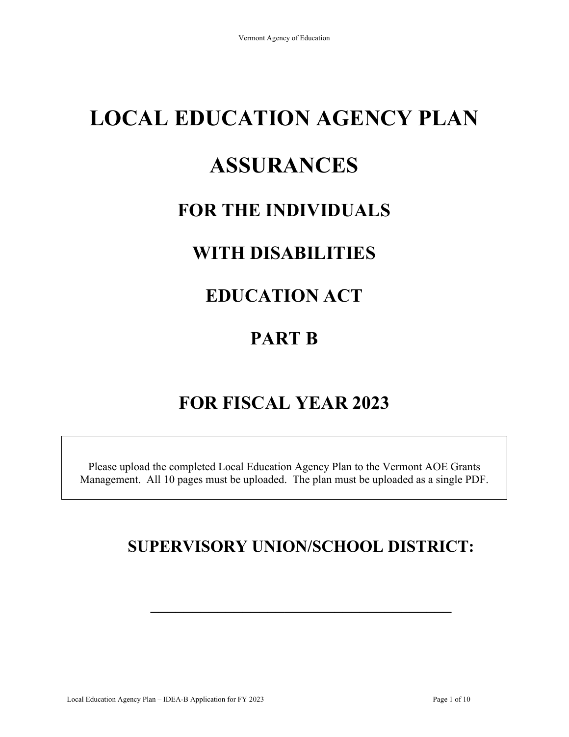# LOCAL EDUCATION AGENCY PLAN

# ASSURANCES

## FOR THE INDIVIDUALS

## WITH DISABILITIES

## EDUCATION ACT

## PART B

## FOR FISCAL YEAR 2023

Please upload the completed Local Education Agency Plan to the Vermont AOE Grants Management. All 10 pages must be uploaded. The plan must be uploaded as a single PDF.

## SUPERVISORY UNION/SCHOOL DISTRICT:

\_\_\_\_\_\_\_\_\_\_\_\_\_\_\_\_\_\_\_\_\_\_\_\_\_\_\_\_\_\_\_\_\_\_\_\_\_\_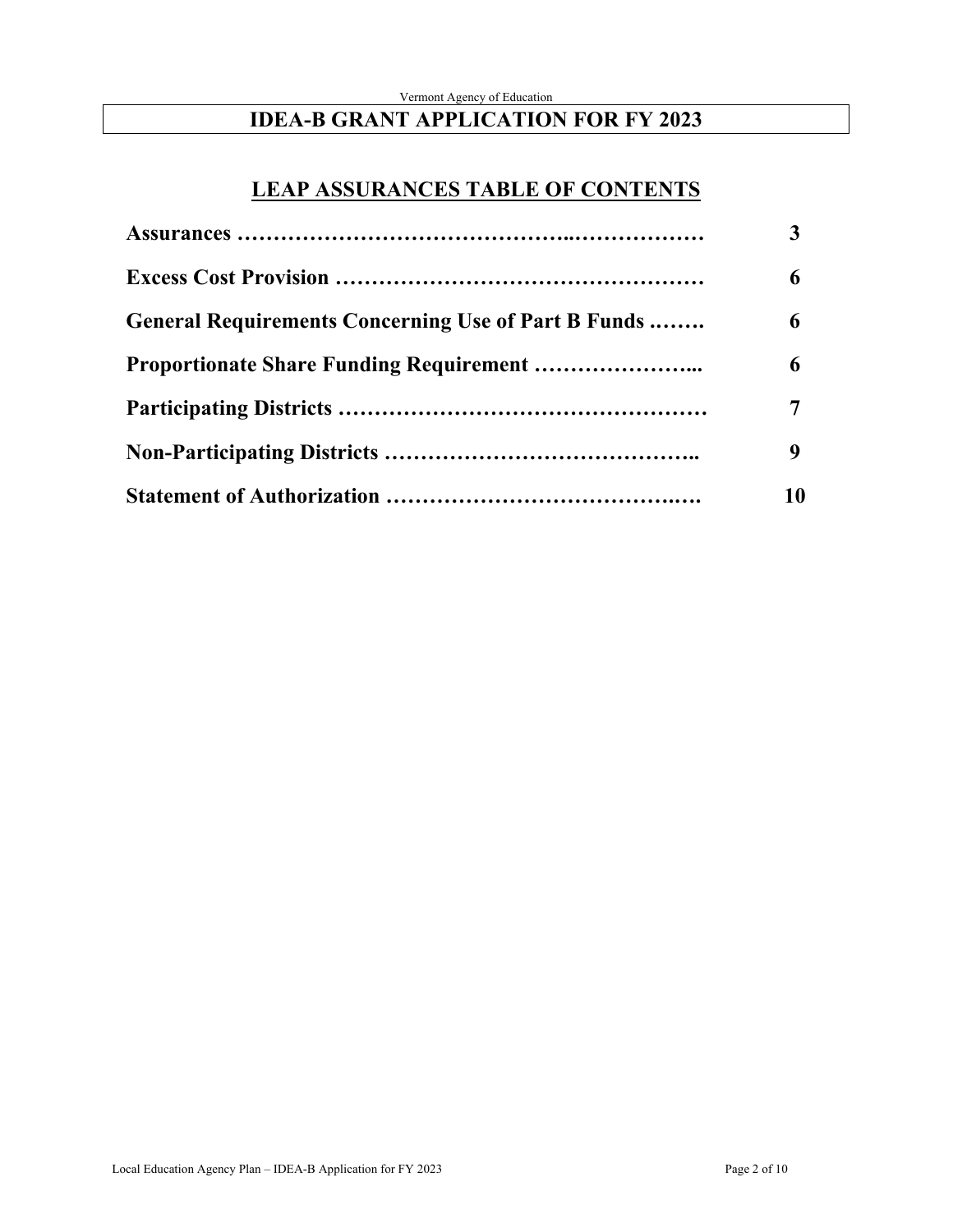# IDEA-B GRANT APPLICATION FOR FY 2023

## LEAP ASSURANCES TABLE OF CONTENTS

| | |
|---|---|
| **Assurances** | **3** |
| **Excess Cost Provision** | **6** |
| **General Requirements Concerning Use of Part B Funds** | **6** |
| **Proportionate Share Funding Requirement** | **6** |
| **Participating Districts** | **7** |
| **Non-Participating Districts** | **9** |
| **Statement of Authorization** | **10** |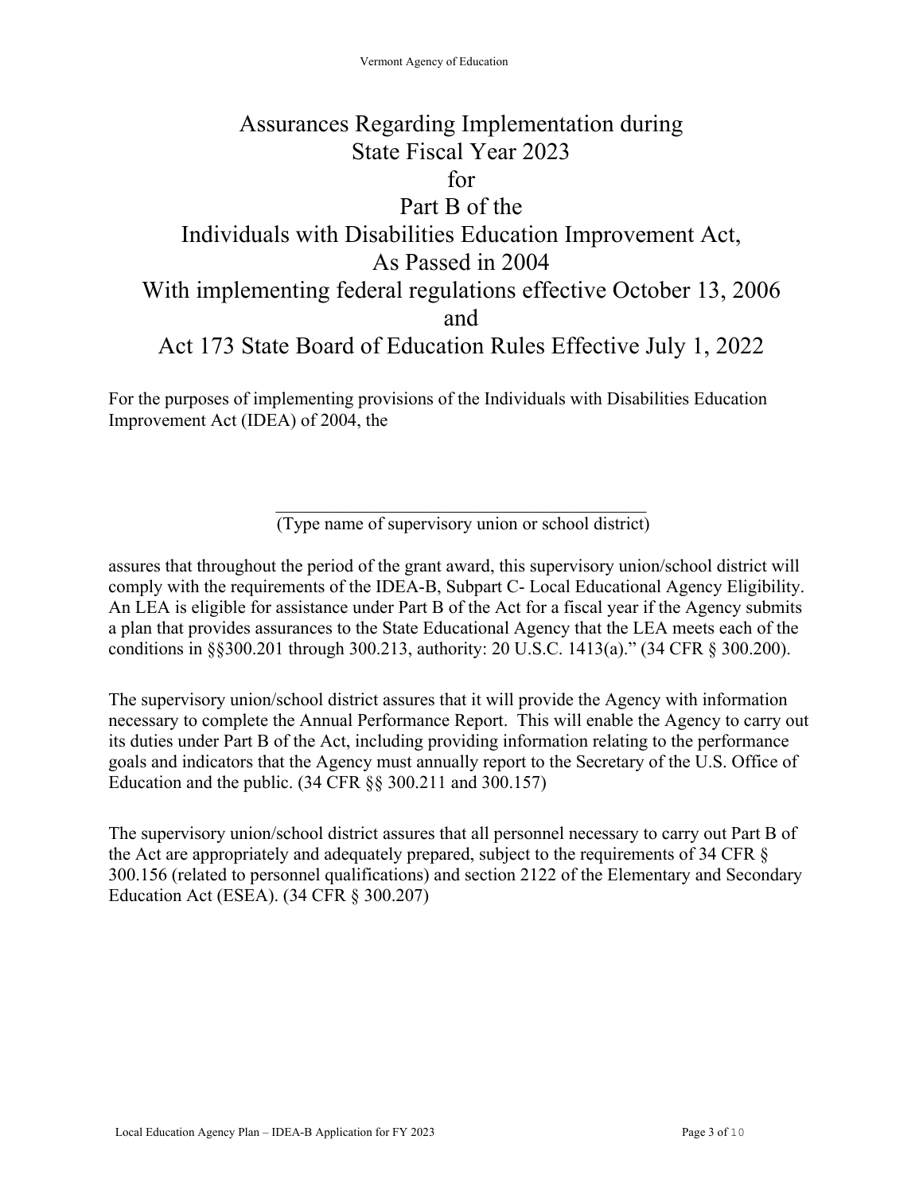# Assurances Regarding Implementation during State Fiscal Year 2023 for Part B of the Individuals with Disabilities Education Improvement Act, As Passed in 2004 With implementing federal regulations effective October 13, 2006 and Act 173 State Board of Education Rules Effective July 1, 2022

For the purposes of implementing provisions of the Individuals with Disabilities Education Improvement Act (IDEA) of 2004, the

\_\_\_\_\_\_\_\_\_\_\_\_\_\_\_\_\_\_\_\_\_\_\_\_\_\_\_\_\_\_\_\_\_\_\_\_\_\_\_\_\_\_\_\_
(Type name of supervisory union or school district)

assures that throughout the period of the grant award, this supervisory union/school district will comply with the requirements of the IDEA-B, Subpart C- Local Educational Agency Eligibility. An LEA is eligible for assistance under Part B of the Act for a fiscal year if the Agency submits a plan that provides assurances to the State Educational Agency that the LEA meets each of the conditions in §§300.201 through 300.213, authority: 20 U.S.C. 1413(a)." (34 CFR § 300.200).

The supervisory union/school district assures that it will provide the Agency with information necessary to complete the Annual Performance Report. This will enable the Agency to carry out its duties under Part B of the Act, including providing information relating to the performance goals and indicators that the Agency must annually report to the Secretary of the U.S. Office of Education and the public. (34 CFR §§ 300.211 and 300.157)

The supervisory union/school district assures that all personnel necessary to carry out Part B of the Act are appropriately and adequately prepared, subject to the requirements of 34 CFR § 300.156 (related to personnel qualifications) and section 2122 of the Elementary and Secondary Education Act (ESEA). (34 CFR § 300.207)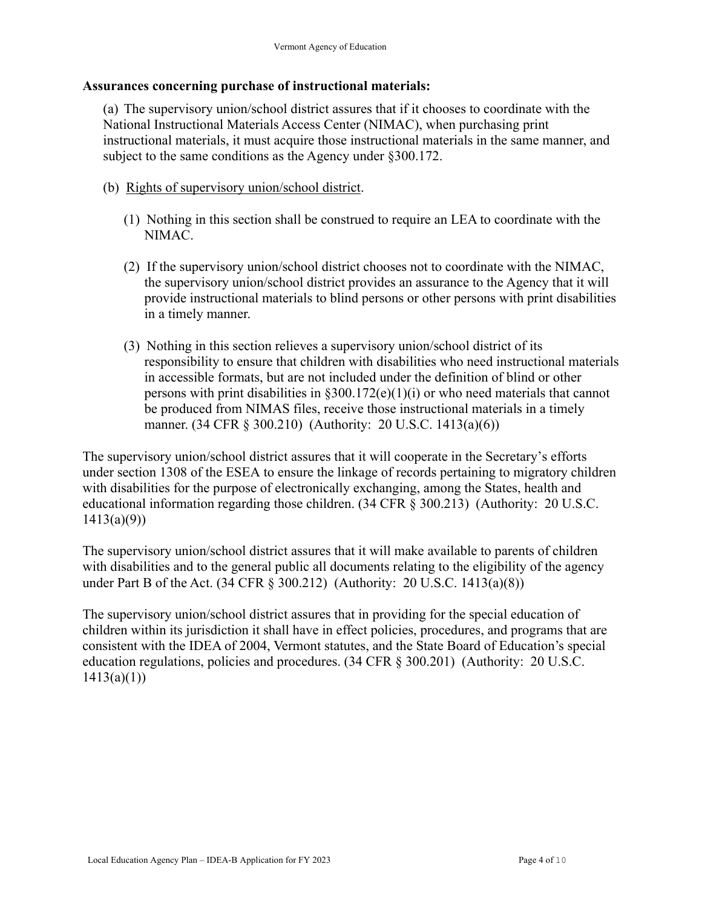**Assurances concerning purchase of instructional materials:**

(a) The supervisory union/school district assures that if it chooses to coordinate with the National Instructional Materials Access Center (NIMAC), when purchasing print instructional materials, it must acquire those instructional materials in the same manner, and subject to the same conditions as the Agency under §300.172.

(b) Rights of supervisory union/school district.

(1) Nothing in this section shall be construed to require an LEA to coordinate with the NIMAC.

(2) If the supervisory union/school district chooses not to coordinate with the NIMAC, the supervisory union/school district provides an assurance to the Agency that it will provide instructional materials to blind persons or other persons with print disabilities in a timely manner.

(3) Nothing in this section relieves a supervisory union/school district of its responsibility to ensure that children with disabilities who need instructional materials in accessible formats, but are not included under the definition of blind or other persons with print disabilities in §300.172(e)(1)(i) or who need materials that cannot be produced from NIMAS files, receive those instructional materials in a timely manner. (34 CFR § 300.210) (Authority: 20 U.S.C. 1413(a)(6))

The supervisory union/school district assures that it will cooperate in the Secretary's efforts under section 1308 of the ESEA to ensure the linkage of records pertaining to migratory children with disabilities for the purpose of electronically exchanging, among the States, health and educational information regarding those children. (34 CFR § 300.213) (Authority: 20 U.S.C. 1413(a)(9))

The supervisory union/school district assures that it will make available to parents of children with disabilities and to the general public all documents relating to the eligibility of the agency under Part B of the Act. (34 CFR § 300.212) (Authority: 20 U.S.C. 1413(a)(8))

The supervisory union/school district assures that in providing for the special education of children within its jurisdiction it shall have in effect policies, procedures, and programs that are consistent with the IDEA of 2004, Vermont statutes, and the State Board of Education's special education regulations, policies and procedures. (34 CFR § 300.201) (Authority: 20 U.S.C. 1413(a)(1))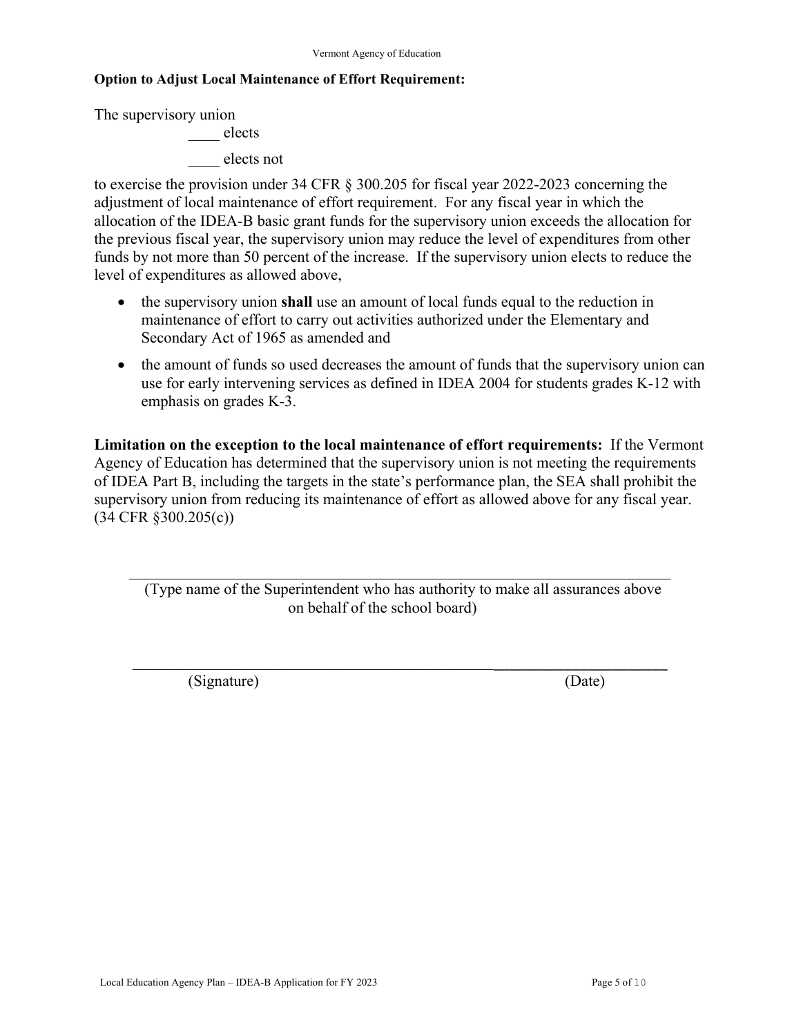**Option to Adjust Local Maintenance of Effort Requirement:**

The supervisory union

____ elects

____ elects not

to exercise the provision under 34 CFR § 300.205 for fiscal year 2022-2023 concerning the adjustment of local maintenance of effort requirement. For any fiscal year in which the allocation of the IDEA-B basic grant funds for the supervisory union exceeds the allocation for the previous fiscal year, the supervisory union may reduce the level of expenditures from other funds by not more than 50 percent of the increase. If the supervisory union elects to reduce the level of expenditures as allowed above,

- the supervisory union **shall** use an amount of local funds equal to the reduction in maintenance of effort to carry out activities authorized under the Elementary and Secondary Act of 1965 as amended and
- the amount of funds so used decreases the amount of funds that the supervisory union can use for early intervening services as defined in IDEA 2004 for students grades K-12 with emphasis on grades K-3.

**Limitation on the exception to the local maintenance of effort requirements:** If the Vermont Agency of Education has determined that the supervisory union is not meeting the requirements of IDEA Part B, including the targets in the state's performance plan, the SEA shall prohibit the supervisory union from reducing its maintenance of effort as allowed above for any fiscal year. (34 CFR §300.205(c))

______________________________________________________________

(Type name of the Superintendent who has authority to make all assurances above on behalf of the school board)

______________________________________________________________

(Signature) (Date)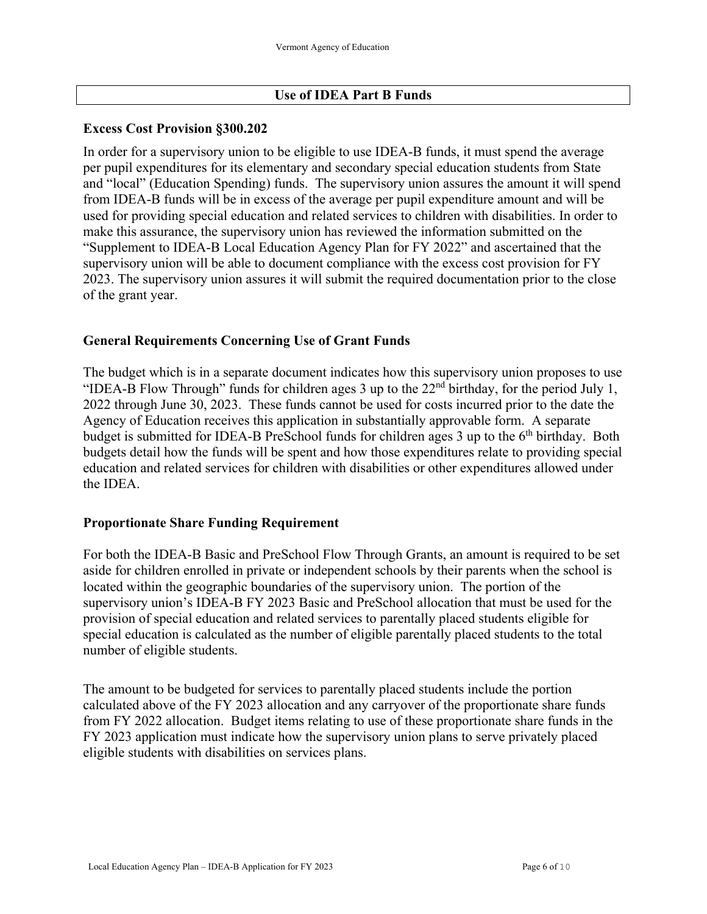## Use of IDEA Part B Funds

### Excess Cost Provision §300.202

In order for a supervisory union to be eligible to use IDEA-B funds, it must spend the average per pupil expenditures for its elementary and secondary special education students from State and "local" (Education Spending) funds. The supervisory union assures the amount it will spend from IDEA-B funds will be in excess of the average per pupil expenditure amount and will be used for providing special education and related services to children with disabilities. In order to make this assurance, the supervisory union has reviewed the information submitted on the "Supplement to IDEA-B Local Education Agency Plan for FY 2022" and ascertained that the supervisory union will be able to document compliance with the excess cost provision for FY 2023. The supervisory union assures it will submit the required documentation prior to the close of the grant year.

### General Requirements Concerning Use of Grant Funds

The budget which is in a separate document indicates how this supervisory union proposes to use "IDEA-B Flow Through" funds for children ages 3 up to the 22nd birthday, for the period July 1, 2022 through June 30, 2023. These funds cannot be used for costs incurred prior to the date the Agency of Education receives this application in substantially approvable form. A separate budget is submitted for IDEA-B PreSchool funds for children ages 3 up to the 6th birthday. Both budgets detail how the funds will be spent and how those expenditures relate to providing special education and related services for children with disabilities or other expenditures allowed under the IDEA.

### Proportionate Share Funding Requirement

For both the IDEA-B Basic and PreSchool Flow Through Grants, an amount is required to be set aside for children enrolled in private or independent schools by their parents when the school is located within the geographic boundaries of the supervisory union. The portion of the supervisory union's IDEA-B FY 2023 Basic and PreSchool allocation that must be used for the provision of special education and related services to parentally placed students eligible for special education is calculated as the number of eligible parentally placed students to the total number of eligible students.

The amount to be budgeted for services to parentally placed students include the portion calculated above of the FY 2023 allocation and any carryover of the proportionate share funds from FY 2022 allocation. Budget items relating to use of these proportionate share funds in the FY 2023 application must indicate how the supervisory union plans to serve privately placed eligible students with disabilities on services plans.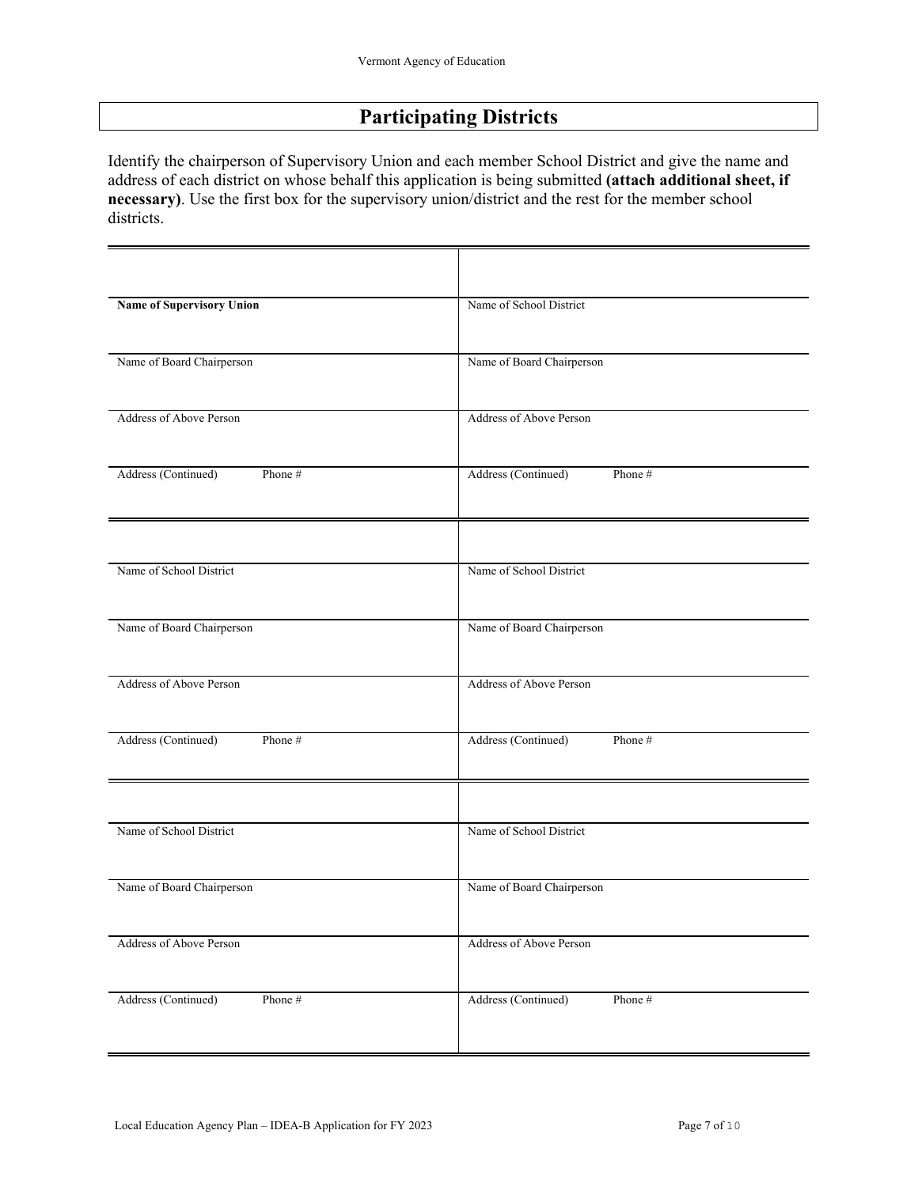## Participating Districts

Identify the chairperson of Supervisory Union and each member School District and give the name and address of each district on whose behalf this application is being submitted **(attach additional sheet, if necessary)**. Use the first box for the supervisory union/district and the rest for the member school districts.

| | |
|---|---|
| **Name of Supervisory Union** | Name of School District |
| Name of Board Chairperson | Name of Board Chairperson |
| Address of Above Person | Address of Above Person |
| Address (Continued) Phone # | Address (Continued) Phone # |

| | |
|---|---|
| Name of School District | Name of School District |
| Name of Board Chairperson | Name of Board Chairperson |
| Address of Above Person | Address of Above Person |
| Address (Continued) Phone # | Address (Continued) Phone # |

| | |
|---|---|
| Name of School District | Name of School District |
| Name of Board Chairperson | Name of Board Chairperson |
| Address of Above Person | Address of Above Person |
| Address (Continued) Phone # | Address (Continued) Phone # |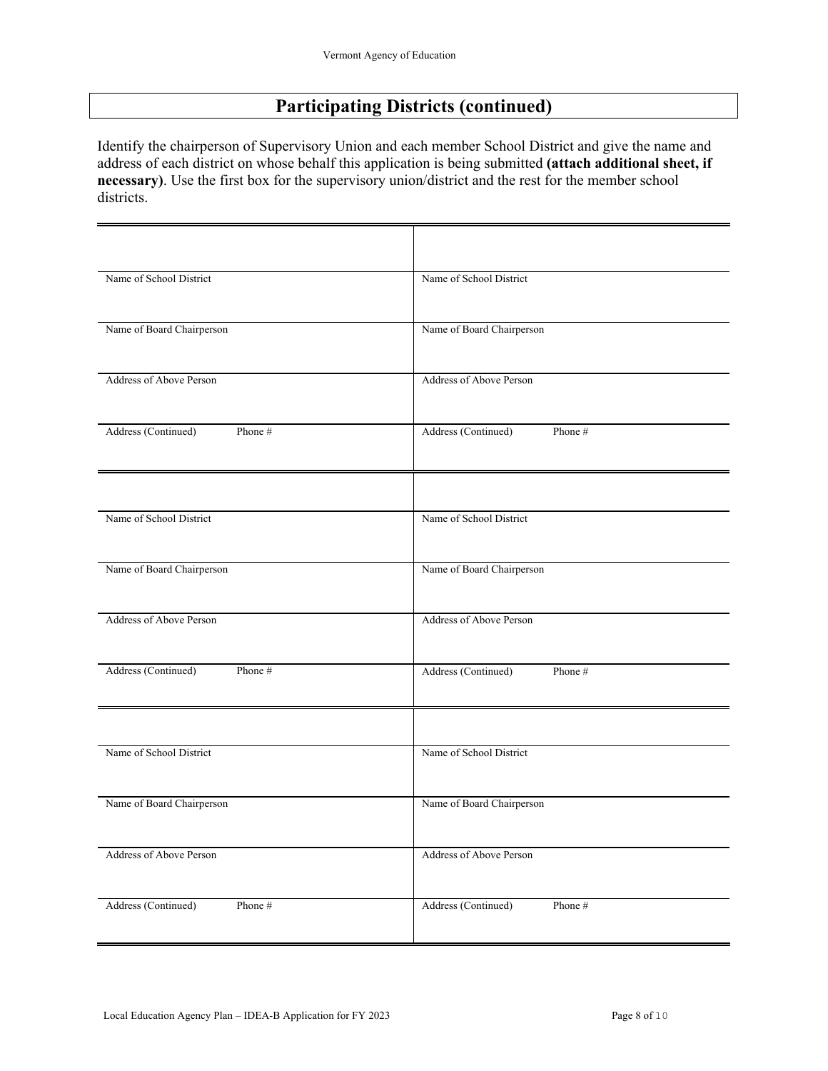## Participating Districts (continued)

Identify the chairperson of Supervisory Union and each member School District and give the name and address of each district on whose behalf this application is being submitted **(attach additional sheet, if necessary)**. Use the first box for the supervisory union/district and the rest for the member school districts.

| | |
|---|---|
| Name of School District | Name of School District |
| Name of Board Chairperson | Name of Board Chairperson |
| Address of Above Person | Address of Above Person |
| Address (Continued) Phone # | Address (Continued) Phone # |

| | |
|---|---|
| Name of School District | Name of School District |
| Name of Board Chairperson | Name of Board Chairperson |
| Address of Above Person | Address of Above Person |
| Address (Continued) Phone # | Address (Continued) Phone # |

| | |
|---|---|
| Name of School District | Name of School District |
| Name of Board Chairperson | Name of Board Chairperson |
| Address of Above Person | Address of Above Person |
| Address (Continued) Phone # | Address (Continued) Phone # |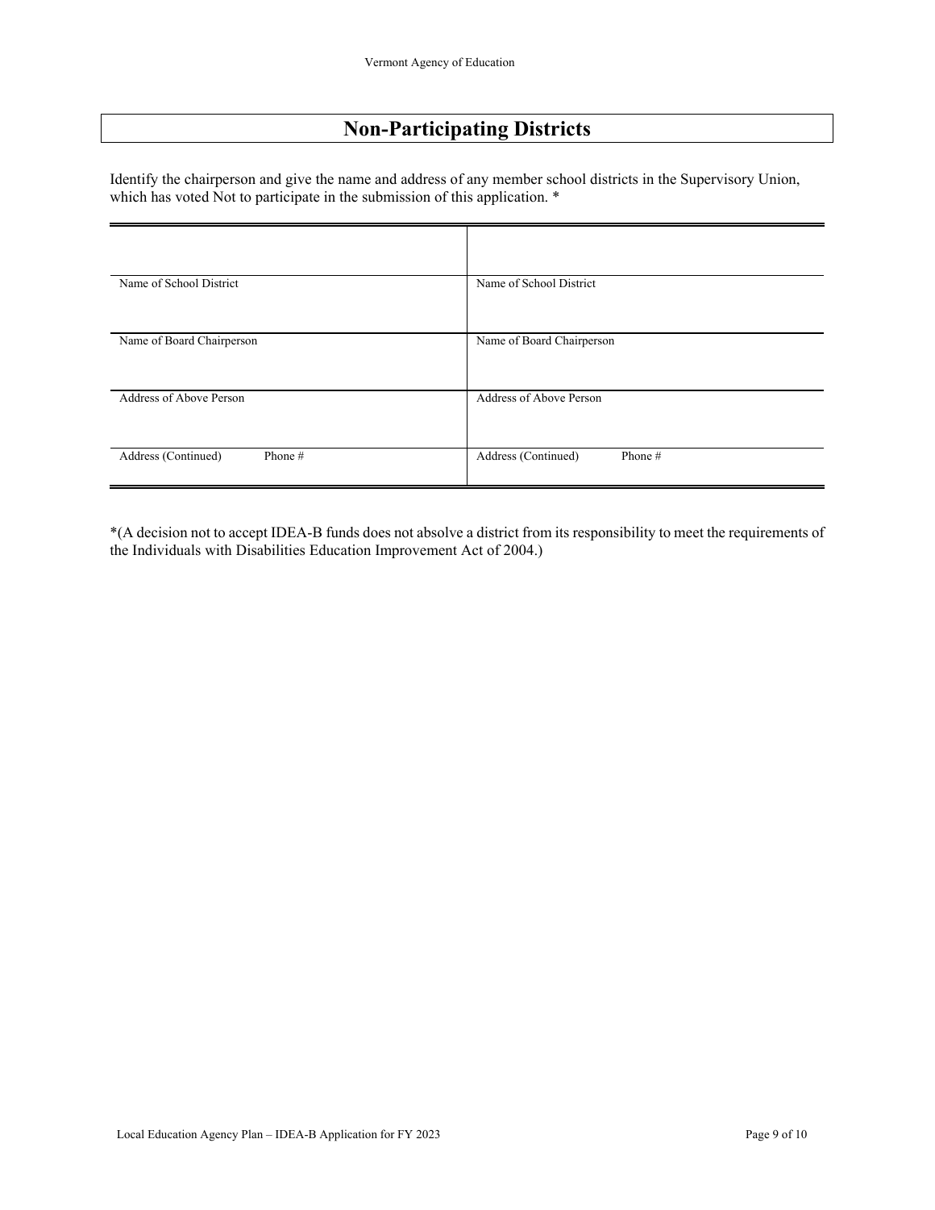# Non-Participating Districts

Identify the chairperson and give the name and address of any member school districts in the Supervisory Union, which has voted Not to participate in the submission of this application. *

| | |
|---|---|
| Name of School District | Name of School District |
| Name of Board Chairperson | Name of Board Chairperson |
| Address of Above Person | Address of Above Person |
| Address (Continued) Phone # | Address (Continued) Phone # |

*(A decision not to accept IDEA-B funds does not absolve a district from its responsibility to meet the requirements of the Individuals with Disabilities Education Improvement Act of 2004.)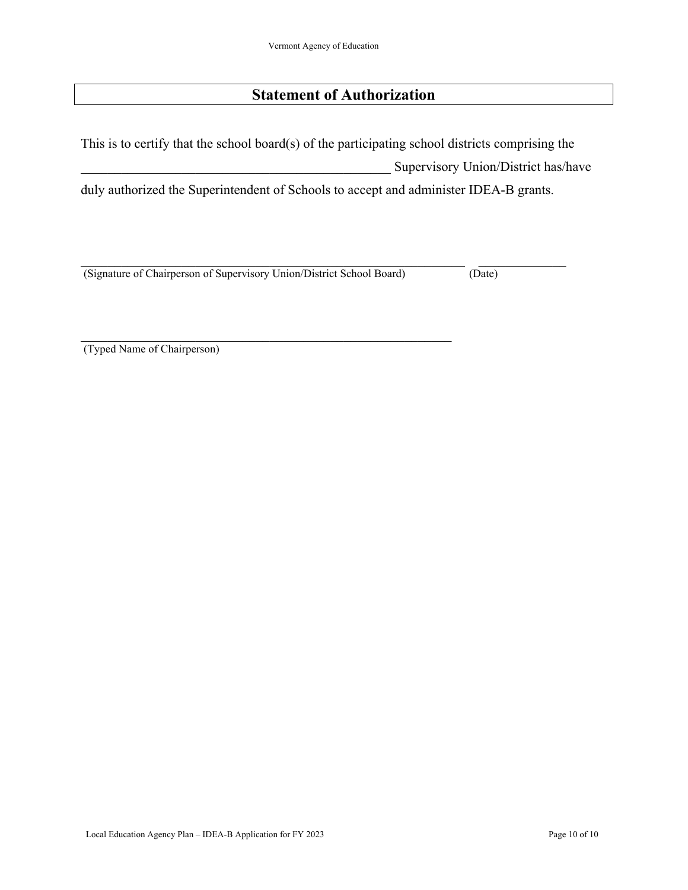# Statement of Authorization

This is to certify that the school board(s) of the participating school districts comprising the _______________________________________________ Supervisory Union/District has/have duly authorized the Superintendent of Schools to accept and administer IDEA-B grants.

_____________________________________________________________ _______________

(Signature of Chairperson of Supervisory Union/District School Board) (Date)

_____________________________________________________________

(Typed Name of Chairperson)